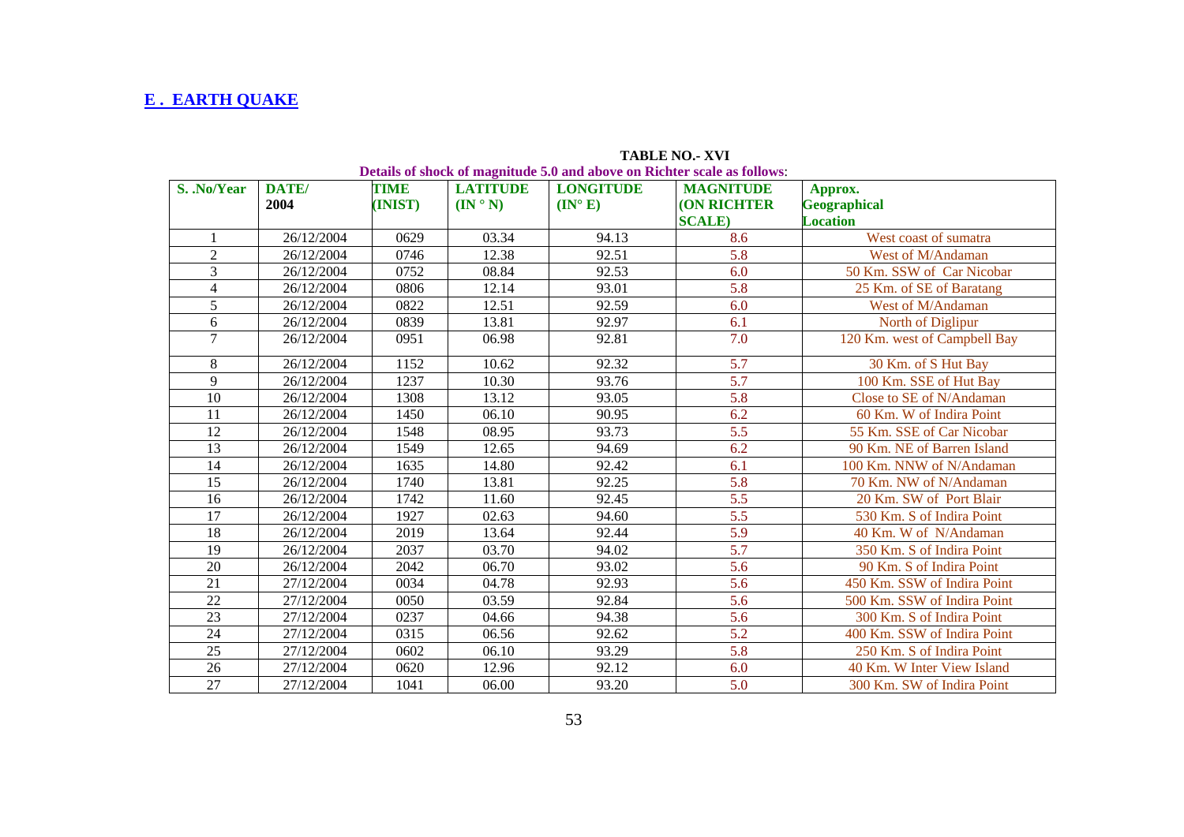## E . EARTH QUAKE

**TABLE NO.- XVI**

**Details of shock of magnitude 5.0 and above on Richter scale as follows:**

| S. .No/Year | DATE/ 2004 | TIME (INIST) | LATITUDE (IN ° N) | LONGITUDE (IN° E) | MAGNITUDE (ON RICHTER SCALE) | Approx. Geographical Location |
|---|---|---|---|---|---|---|
| 1 | 26/12/2004 | 0629 | 03.34 | 94.13 | 8.6 | West coast of sumatra |
| 2 | 26/12/2004 | 0746 | 12.38 | 92.51 | 5.8 | West of M/Andaman |
| 3 | 26/12/2004 | 0752 | 08.84 | 92.53 | 6.0 | 50 Km. SSW of Car Nicobar |
| 4 | 26/12/2004 | 0806 | 12.14 | 93.01 | 5.8 | 25 Km. of SE of Baratang |
| 5 | 26/12/2004 | 0822 | 12.51 | 92.59 | 6.0 | West of M/Andaman |
| 6 | 26/12/2004 | 0839 | 13.81 | 92.97 | 6.1 | North of Diglipur |
| 7 | 26/12/2004 | 0951 | 06.98 | 92.81 | 7.0 | 120 Km. west of Campbell Bay |
| 8 | 26/12/2004 | 1152 | 10.62 | 92.32 | 5.7 | 30 Km. of S Hut Bay |
| 9 | 26/12/2004 | 1237 | 10.30 | 93.76 | 5.7 | 100 Km. SSE of Hut Bay |
| 10 | 26/12/2004 | 1308 | 13.12 | 93.05 | 5.8 | Close to SE of N/Andaman |
| 11 | 26/12/2004 | 1450 | 06.10 | 90.95 | 6.2 | 60 Km. W of Indira Point |
| 12 | 26/12/2004 | 1548 | 08.95 | 93.73 | 5.5 | 55 Km. SSE of Car Nicobar |
| 13 | 26/12/2004 | 1549 | 12.65 | 94.69 | 6.2 | 90 Km. NE of Barren Island |
| 14 | 26/12/2004 | 1635 | 14.80 | 92.42 | 6.1 | 100 Km. NNW of N/Andaman |
| 15 | 26/12/2004 | 1740 | 13.81 | 92.25 | 5.8 | 70 Km. NW of N/Andaman |
| 16 | 26/12/2004 | 1742 | 11.60 | 92.45 | 5.5 | 20 Km. SW of Port Blair |
| 17 | 26/12/2004 | 1927 | 02.63 | 94.60 | 5.5 | 530 Km. S of Indira Point |
| 18 | 26/12/2004 | 2019 | 13.64 | 92.44 | 5.9 | 40 Km. W of N/Andaman |
| 19 | 26/12/2004 | 2037 | 03.70 | 94.02 | 5.7 | 350 Km. S of Indira Point |
| 20 | 26/12/2004 | 2042 | 06.70 | 93.02 | 5.6 | 90 Km. S of Indira Point |
| 21 | 27/12/2004 | 0034 | 04.78 | 92.93 | 5.6 | 450 Km. SSW of Indira Point |
| 22 | 27/12/2004 | 0050 | 03.59 | 92.84 | 5.6 | 500 Km. SSW of Indira Point |
| 23 | 27/12/2004 | 0237 | 04.66 | 94.38 | 5.6 | 300 Km. S of Indira Point |
| 24 | 27/12/2004 | 0315 | 06.56 | 92.62 | 5.2 | 400 Km. SSW of Indira Point |
| 25 | 27/12/2004 | 0602 | 06.10 | 93.29 | 5.8 | 250 Km. S of Indira Point |
| 26 | 27/12/2004 | 0620 | 12.96 | 92.12 | 6.0 | 40 Km. W Inter View Island |
| 27 | 27/12/2004 | 1041 | 06.00 | 93.20 | 5.0 | 300 Km. SW of Indira Point |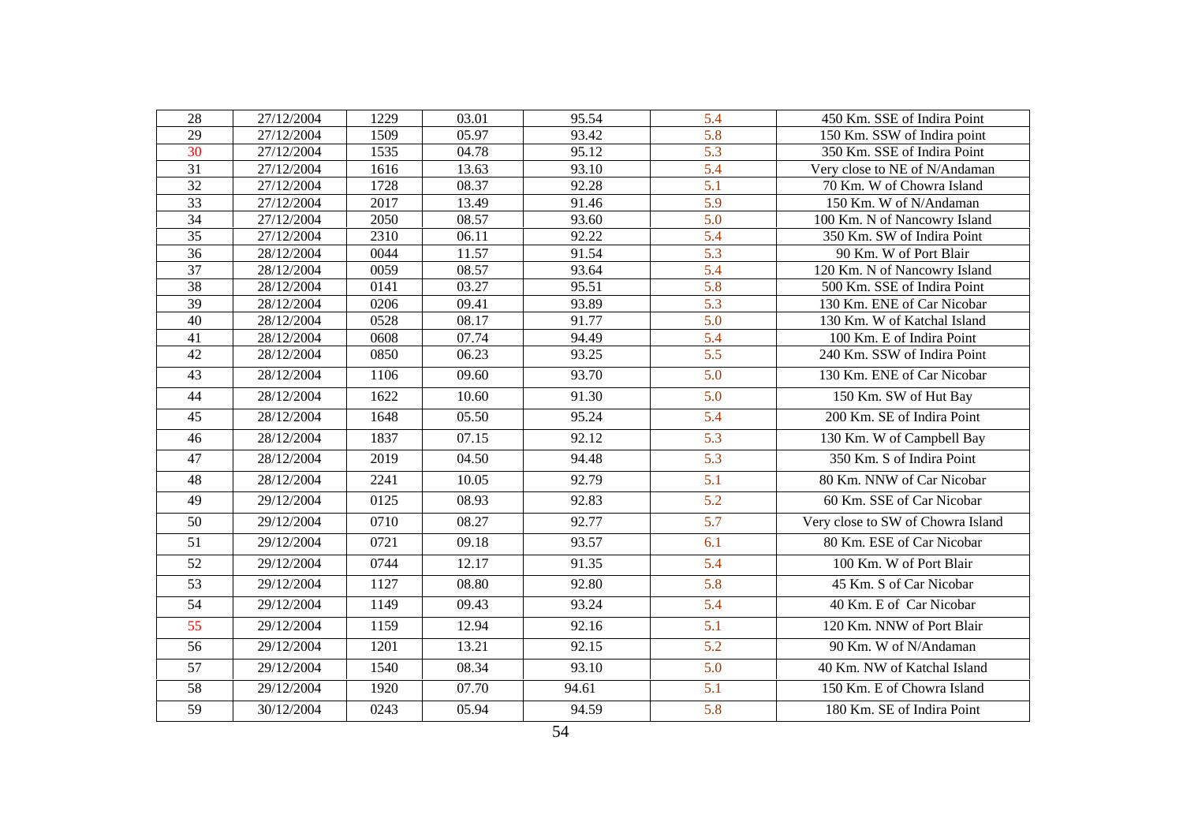| 28 | 27/12/2004 | 1229 | 03.01 | 95.54 | 5.4 | 450 Km. SSE of Indira Point |
|---|---|---|---|---|---|---|
| 29 | 27/12/2004 | 1509 | 05.97 | 93.42 | 5.8 | 150 Km. SSW of Indira point |
| 30 | 27/12/2004 | 1535 | 04.78 | 95.12 | 5.3 | 350 Km. SSE of Indira Point |
| 31 | 27/12/2004 | 1616 | 13.63 | 93.10 | 5.4 | Very close to NE of N/Andaman |
| 32 | 27/12/2004 | 1728 | 08.37 | 92.28 | 5.1 | 70 Km. W of Chowra Island |
| 33 | 27/12/2004 | 2017 | 13.49 | 91.46 | 5.9 | 150 Km. W of N/Andaman |
| 34 | 27/12/2004 | 2050 | 08.57 | 93.60 | 5.0 | 100 Km. N of Nancowry Island |
| 35 | 27/12/2004 | 2310 | 06.11 | 92.22 | 5.4 | 350 Km. SW of Indira Point |
| 36 | 28/12/2004 | 0044 | 11.57 | 91.54 | 5.3 | 90 Km. W of Port Blair |
| 37 | 28/12/2004 | 0059 | 08.57 | 93.64 | 5.4 | 120 Km. N of Nancowry Island |
| 38 | 28/12/2004 | 0141 | 03.27 | 95.51 | 5.8 | 500 Km. SSE of Indira Point |
| 39 | 28/12/2004 | 0206 | 09.41 | 93.89 | 5.3 | 130 Km. ENE of Car Nicobar |
| 40 | 28/12/2004 | 0528 | 08.17 | 91.77 | 5.0 | 130 Km. W of Katchal Island |
| 41 | 28/12/2004 | 0608 | 07.74 | 94.49 | 5.4 | 100 Km. E of Indira Point |
| 42 | 28/12/2004 | 0850 | 06.23 | 93.25 | 5.5 | 240 Km. SSW of Indira Point |
| 43 | 28/12/2004 | 1106 | 09.60 | 93.70 | 5.0 | 130 Km. ENE of Car Nicobar |
| 44 | 28/12/2004 | 1622 | 10.60 | 91.30 | 5.0 | 150 Km. SW of Hut Bay |
| 45 | 28/12/2004 | 1648 | 05.50 | 95.24 | 5.4 | 200 Km. SE of Indira Point |
| 46 | 28/12/2004 | 1837 | 07.15 | 92.12 | 5.3 | 130 Km. W of Campbell Bay |
| 47 | 28/12/2004 | 2019 | 04.50 | 94.48 | 5.3 | 350 Km. S of Indira Point |
| 48 | 28/12/2004 | 2241 | 10.05 | 92.79 | 5.1 | 80 Km. NNW of Car Nicobar |
| 49 | 29/12/2004 | 0125 | 08.93 | 92.83 | 5.2 | 60 Km. SSE of Car Nicobar |
| 50 | 29/12/2004 | 0710 | 08.27 | 92.77 | 5.7 | Very close to SW of Chowra Island |
| 51 | 29/12/2004 | 0721 | 09.18 | 93.57 | 6.1 | 80 Km. ESE of Car Nicobar |
| 52 | 29/12/2004 | 0744 | 12.17 | 91.35 | 5.4 | 100 Km. W of Port Blair |
| 53 | 29/12/2004 | 1127 | 08.80 | 92.80 | 5.8 | 45 Km. S of Car Nicobar |
| 54 | 29/12/2004 | 1149 | 09.43 | 93.24 | 5.4 | 40 Km. E of Car Nicobar |
| 55 | 29/12/2004 | 1159 | 12.94 | 92.16 | 5.1 | 120 Km. NNW of Port Blair |
| 56 | 29/12/2004 | 1201 | 13.21 | 92.15 | 5.2 | 90 Km. W of N/Andaman |
| 57 | 29/12/2004 | 1540 | 08.34 | 93.10 | 5.0 | 40 Km. NW of Katchal Island |
| 58 | 29/12/2004 | 1920 | 07.70 | 94.61 | 5.1 | 150 Km. E of Chowra Island |
| 59 | 30/12/2004 | 0243 | 05.94 | 94.59 | 5.8 | 180 Km. SE of Indira Point |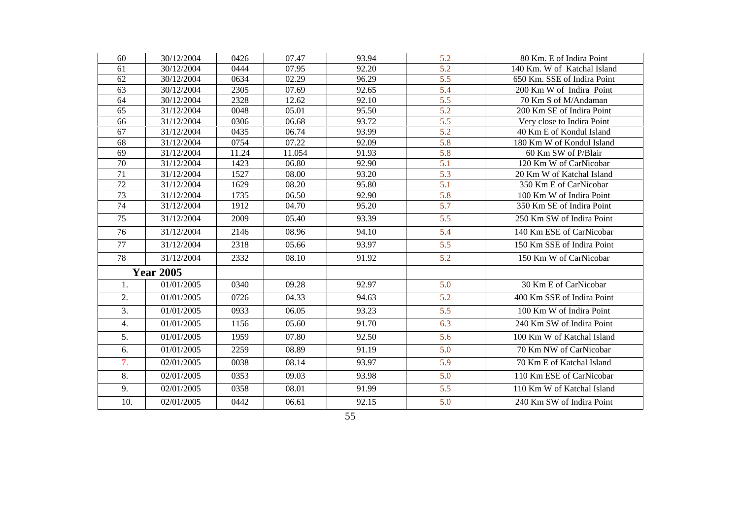| 60 | 30/12/2004 | 0426 | 07.47 | 93.94 | 5.2 | 80 Km. E of Indira Point |
|---|---|---|---|---|---|---|
| 61 | 30/12/2004 | 0444 | 07.95 | 92.20 | 5.2 | 140 Km. W of Katchal Island |
| 62 | 30/12/2004 | 0634 | 02.29 | 96.29 | 5.5 | 650 Km. SSE of Indira Point |
| 63 | 30/12/2004 | 2305 | 07.69 | 92.65 | 5.4 | 200 Km W of Indira Point |
| 64 | 30/12/2004 | 2328 | 12.62 | 92.10 | 5.5 | 70 Km S of M/Andaman |
| 65 | 31/12/2004 | 0048 | 05.01 | 95.50 | 5.2 | 200 Km SE of Indira Point |
| 66 | 31/12/2004 | 0306 | 06.68 | 93.72 | 5.5 | Very close to Indira Point |
| 67 | 31/12/2004 | 0435 | 06.74 | 93.99 | 5.2 | 40 Km E of Kondul Island |
| 68 | 31/12/2004 | 0754 | 07.22 | 92.09 | 5.8 | 180 Km W of Kondul Island |
| 69 | 31/12/2004 | 11.24 | 11.054 | 91.93 | 5.8 | 60 Km SW of P/Blair |
| 70 | 31/12/2004 | 1423 | 06.80 | 92.90 | 5.1 | 120 Km W of CarNicobar |
| 71 | 31/12/2004 | 1527 | 08.00 | 93.20 | 5.3 | 20 Km W of Katchal Island |
| 72 | 31/12/2004 | 1629 | 08.20 | 95.80 | 5.1 | 350 Km E of CarNicobar |
| 73 | 31/12/2004 | 1735 | 06.50 | 92.90 | 5.8 | 100 Km W of Indira Point |
| 74 | 31/12/2004 | 1912 | 04.70 | 95.20 | 5.7 | 350 Km SE of Indira Point |
| 75 | 31/12/2004 | 2009 | 05.40 | 93.39 | 5.5 | 250 Km SW of Indira Point |
| 76 | 31/12/2004 | 2146 | 08.96 | 94.10 | 5.4 | 140 Km ESE of CarNicobar |
| 77 | 31/12/2004 | 2318 | 05.66 | 93.97 | 5.5 | 150 Km SSE of Indira Point |
| 78 | 31/12/2004 | 2332 | 08.10 | 91.92 | 5.2 | 150 Km W of CarNicobar |
| **Year 2005** | | | | | | |
| 1. | 01/01/2005 | 0340 | 09.28 | 92.97 | 5.0 | 30 Km E of CarNicobar |
| 2. | 01/01/2005 | 0726 | 04.33 | 94.63 | 5.2 | 400 Km SSE of Indira Point |
| 3. | 01/01/2005 | 0933 | 06.05 | 93.23 | 5.5 | 100 Km W of Indira Point |
| 4. | 01/01/2005 | 1156 | 05.60 | 91.70 | 6.3 | 240 Km SW of Indira Point |
| 5. | 01/01/2005 | 1959 | 07.80 | 92.50 | 5.6 | 100 Km W of Katchal Island |
| 6. | 01/01/2005 | 2259 | 08.89 | 91.19 | 5.0 | 70 Km NW of CarNicobar |
| 7. | 02/01/2005 | 0038 | 08.14 | 93.97 | 5.9 | 70 Km E of Katchal Island |
| 8. | 02/01/2005 | 0353 | 09.03 | 93.98 | 5.0 | 110 Km ESE of CarNicobar |
| 9. | 02/01/2005 | 0358 | 08.01 | 91.99 | 5.5 | 110 Km W of Katchal Island |
| 10. | 02/01/2005 | 0442 | 06.61 | 92.15 | 5.0 | 240 Km SW of Indira Point |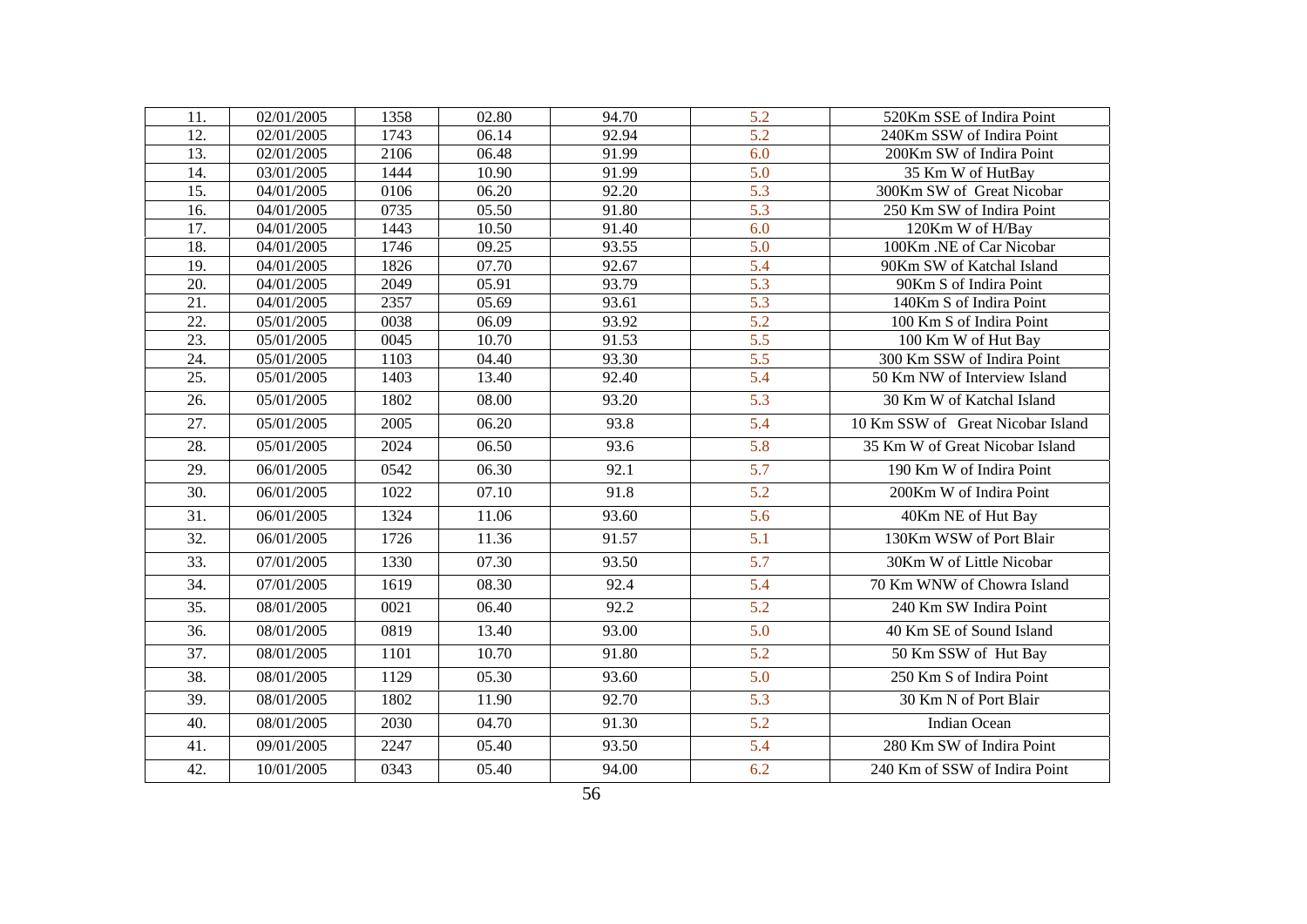| 11. | 02/01/2005 | 1358 | 02.80 | 94.70 | 5.2 | 520Km SSE of Indira Point |
|---|---|---|---|---|---|---|
| 12. | 02/01/2005 | 1743 | 06.14 | 92.94 | 5.2 | 240Km SSW of Indira Point |
| 13. | 02/01/2005 | 2106 | 06.48 | 91.99 | 6.0 | 200Km SW of Indira Point |
| 14. | 03/01/2005 | 1444 | 10.90 | 91.99 | 5.0 | 35 Km W of HutBay |
| 15. | 04/01/2005 | 0106 | 06.20 | 92.20 | 5.3 | 300Km SW of Great Nicobar |
| 16. | 04/01/2005 | 0735 | 05.50 | 91.80 | 5.3 | 250 Km SW of Indira Point |
| 17. | 04/01/2005 | 1443 | 10.50 | 91.40 | 6.0 | 120Km W of H/Bay |
| 18. | 04/01/2005 | 1746 | 09.25 | 93.55 | 5.0 | 100Km .NE of Car Nicobar |
| 19. | 04/01/2005 | 1826 | 07.70 | 92.67 | 5.4 | 90Km SW of Katchal Island |
| 20. | 04/01/2005 | 2049 | 05.91 | 93.79 | 5.3 | 90Km S of Indira Point |
| 21. | 04/01/2005 | 2357 | 05.69 | 93.61 | 5.3 | 140Km S of Indira Point |
| 22. | 05/01/2005 | 0038 | 06.09 | 93.92 | 5.2 | 100 Km S of Indira Point |
| 23. | 05/01/2005 | 0045 | 10.70 | 91.53 | 5.5 | 100 Km W of Hut Bay |
| 24. | 05/01/2005 | 1103 | 04.40 | 93.30 | 5.5 | 300 Km SSW of Indira Point |
| 25. | 05/01/2005 | 1403 | 13.40 | 92.40 | 5.4 | 50 Km NW of Interview Island |
| 26. | 05/01/2005 | 1802 | 08.00 | 93.20 | 5.3 | 30 Km W of Katchal Island |
| 27. | 05/01/2005 | 2005 | 06.20 | 93.8 | 5.4 | 10 Km SSW of Great Nicobar Island |
| 28. | 05/01/2005 | 2024 | 06.50 | 93.6 | 5.8 | 35 Km W of Great Nicobar Island |
| 29. | 06/01/2005 | 0542 | 06.30 | 92.1 | 5.7 | 190 Km W of Indira Point |
| 30. | 06/01/2005 | 1022 | 07.10 | 91.8 | 5.2 | 200Km W of Indira Point |
| 31. | 06/01/2005 | 1324 | 11.06 | 93.60 | 5.6 | 40Km NE of Hut Bay |
| 32. | 06/01/2005 | 1726 | 11.36 | 91.57 | 5.1 | 130Km WSW of Port Blair |
| 33. | 07/01/2005 | 1330 | 07.30 | 93.50 | 5.7 | 30Km W of Little Nicobar |
| 34. | 07/01/2005 | 1619 | 08.30 | 92.4 | 5.4 | 70 Km WNW of Chowra Island |
| 35. | 08/01/2005 | 0021 | 06.40 | 92.2 | 5.2 | 240 Km SW Indira Point |
| 36. | 08/01/2005 | 0819 | 13.40 | 93.00 | 5.0 | 40 Km SE of Sound Island |
| 37. | 08/01/2005 | 1101 | 10.70 | 91.80 | 5.2 | 50 Km SSW of Hut Bay |
| 38. | 08/01/2005 | 1129 | 05.30 | 93.60 | 5.0 | 250 Km S of Indira Point |
| 39. | 08/01/2005 | 1802 | 11.90 | 92.70 | 5.3 | 30 Km N of Port Blair |
| 40. | 08/01/2005 | 2030 | 04.70 | 91.30 | 5.2 | Indian Ocean |
| 41. | 09/01/2005 | 2247 | 05.40 | 93.50 | 5.4 | 280 Km SW of Indira Point |
| 42. | 10/01/2005 | 0343 | 05.40 | 94.00 | 6.2 | 240 Km of SSW of Indira Point |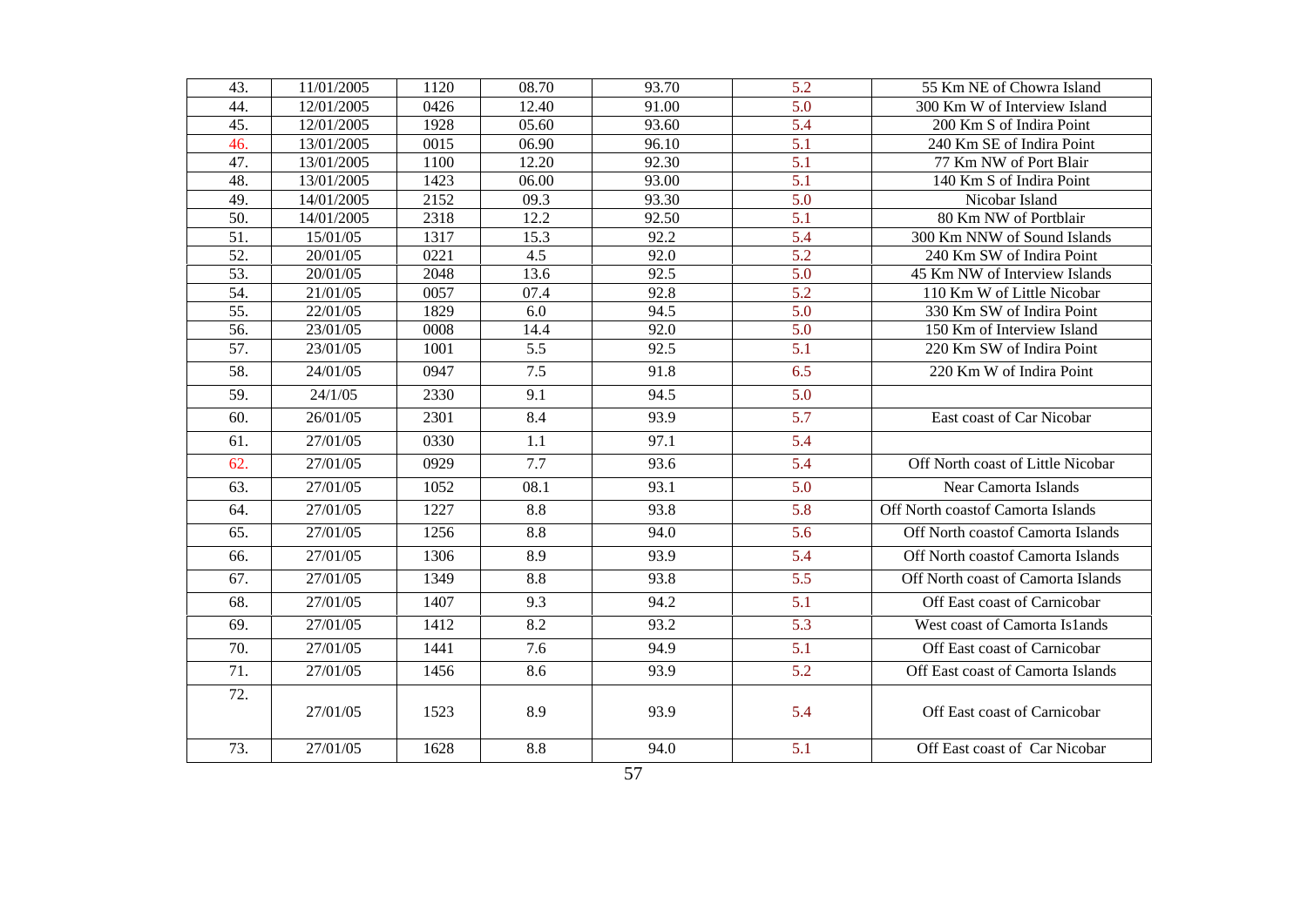| 43. | 11/01/2005 | 1120 | 08.70 | 93.70 | 5.2 | 55 Km NE of Chowra Island |
|---|---|---|---|---|---|---|
| 44. | 12/01/2005 | 0426 | 12.40 | 91.00 | 5.0 | 300 Km W of Interview Island |
| 45. | 12/01/2005 | 1928 | 05.60 | 93.60 | 5.4 | 200 Km S of Indira Point |
| 46. | 13/01/2005 | 0015 | 06.90 | 96.10 | 5.1 | 240 Km SE of Indira Point |
| 47. | 13/01/2005 | 1100 | 12.20 | 92.30 | 5.1 | 77 Km NW of Port Blair |
| 48. | 13/01/2005 | 1423 | 06.00 | 93.00 | 5.1 | 140 Km S of Indira Point |
| 49. | 14/01/2005 | 2152 | 09.3 | 93.30 | 5.0 | Nicobar Island |
| 50. | 14/01/2005 | 2318 | 12.2 | 92.50 | 5.1 | 80 Km NW of Portblair |
| 51. | 15/01/05 | 1317 | 15.3 | 92.2 | 5.4 | 300 Km NNW of Sound Islands |
| 52. | 20/01/05 | 0221 | 4.5 | 92.0 | 5.2 | 240 Km SW of Indira Point |
| 53. | 20/01/05 | 2048 | 13.6 | 92.5 | 5.0 | 45 Km NW of Interview Islands |
| 54. | 21/01/05 | 0057 | 07.4 | 92.8 | 5.2 | 110 Km W of Little Nicobar |
| 55. | 22/01/05 | 1829 | 6.0 | 94.5 | 5.0 | 330 Km SW of Indira Point |
| 56. | 23/01/05 | 0008 | 14.4 | 92.0 | 5.0 | 150 Km of Interview Island |
| 57. | 23/01/05 | 1001 | 5.5 | 92.5 | 5.1 | 220 Km SW of Indira Point |
| 58. | 24/01/05 | 0947 | 7.5 | 91.8 | 6.5 | 220 Km W of Indira Point |
| 59. | 24/1/05 | 2330 | 9.1 | 94.5 | 5.0 | |
| 60. | 26/01/05 | 2301 | 8.4 | 93.9 | 5.7 | East coast of Car Nicobar |
| 61. | 27/01/05 | 0330 | 1.1 | 97.1 | 5.4 | |
| 62. | 27/01/05 | 0929 | 7.7 | 93.6 | 5.4 | Off North coast of Little Nicobar |
| 63. | 27/01/05 | 1052 | 08.1 | 93.1 | 5.0 | Near Camorta Islands |
| 64. | 27/01/05 | 1227 | 8.8 | 93.8 | 5.8 | Off North coastof Camorta Islands |
| 65. | 27/01/05 | 1256 | 8.8 | 94.0 | 5.6 | Off North coastof Camorta Islands |
| 66. | 27/01/05 | 1306 | 8.9 | 93.9 | 5.4 | Off North coastof Camorta Islands |
| 67. | 27/01/05 | 1349 | 8.8 | 93.8 | 5.5 | Off North coast of Camorta Islands |
| 68. | 27/01/05 | 1407 | 9.3 | 94.2 | 5.1 | Off East coast of Carnicobar |
| 69. | 27/01/05 | 1412 | 8.2 | 93.2 | 5.3 | West coast of Camorta Is1ands |
| 70. | 27/01/05 | 1441 | 7.6 | 94.9 | 5.1 | Off East coast of Carnicobar |
| 71. | 27/01/05 | 1456 | 8.6 | 93.9 | 5.2 | Off East coast of Camorta Islands |
| 72. | 27/01/05 | 1523 | 8.9 | 93.9 | 5.4 | Off East coast of Carnicobar |
| 73. | 27/01/05 | 1628 | 8.8 | 94.0 | 5.1 | Off East coast of Car Nicobar |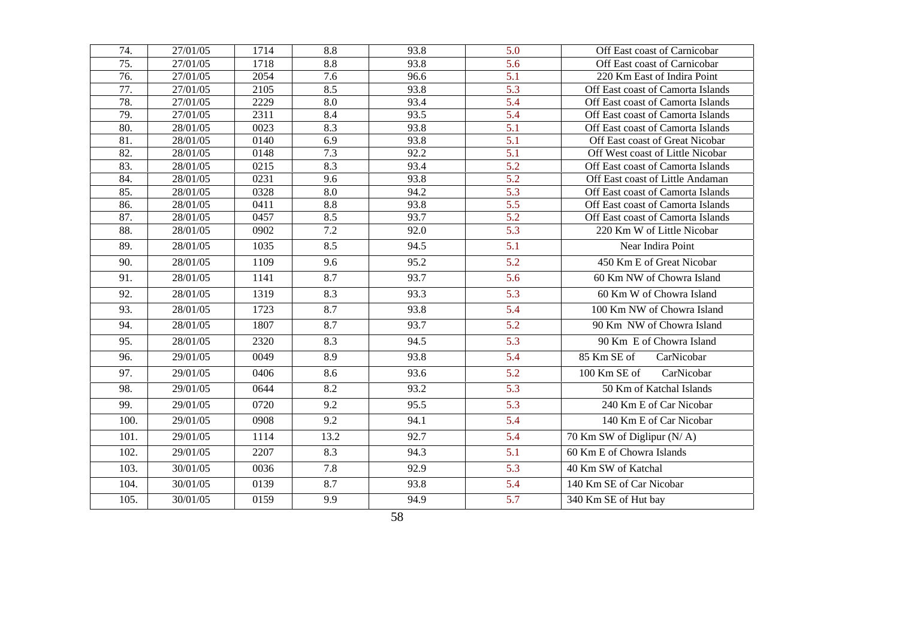| 74. | 27/01/05 | 1714 | 8.8 | 93.8 | 5.0 | Off East coast of Carnicobar |
|---|---|---|---|---|---|---|
| 75. | 27/01/05 | 1718 | 8.8 | 93.8 | 5.6 | Off East coast of Carnicobar |
| 76. | 27/01/05 | 2054 | 7.6 | 96.6 | 5.1 | 220 Km East of Indira Point |
| 77. | 27/01/05 | 2105 | 8.5 | 93.8 | 5.3 | Off East coast of Camorta Islands |
| 78. | 27/01/05 | 2229 | 8.0 | 93.4 | 5.4 | Off East coast of Camorta Islands |
| 79. | 27/01/05 | 2311 | 8.4 | 93.5 | 5.4 | Off East coast of Camorta Islands |
| 80. | 28/01/05 | 0023 | 8.3 | 93.8 | 5.1 | Off East coast of Camorta Islands |
| 81. | 28/01/05 | 0140 | 6.9 | 93.8 | 5.1 | Off East coast of Great Nicobar |
| 82. | 28/01/05 | 0148 | 7.3 | 92.2 | 5.1 | Off West coast of Little Nicobar |
| 83. | 28/01/05 | 0215 | 8.3 | 93.4 | 5.2 | Off East coast of Camorta Islands |
| 84. | 28/01/05 | 0231 | 9.6 | 93.8 | 5.2 | Off East coast of Little Andaman |
| 85. | 28/01/05 | 0328 | 8.0 | 94.2 | 5.3 | Off East coast of Camorta Islands |
| 86. | 28/01/05 | 0411 | 8.8 | 93.8 | 5.5 | Off East coast of Camorta Islands |
| 87. | 28/01/05 | 0457 | 8.5 | 93.7 | 5.2 | Off East coast of Camorta Islands |
| 88. | 28/01/05 | 0902 | 7.2 | 92.0 | 5.3 | 220 Km W of Little Nicobar |
| 89. | 28/01/05 | 1035 | 8.5 | 94.5 | 5.1 | Near Indira Point |
| 90. | 28/01/05 | 1109 | 9.6 | 95.2 | 5.2 | 450 Km E of Great Nicobar |
| 91. | 28/01/05 | 1141 | 8.7 | 93.7 | 5.6 | 60 Km NW of Chowra Island |
| 92. | 28/01/05 | 1319 | 8.3 | 93.3 | 5.3 | 60 Km W of Chowra Island |
| 93. | 28/01/05 | 1723 | 8.7 | 93.8 | 5.4 | 100 Km NW of Chowra Island |
| 94. | 28/01/05 | 1807 | 8.7 | 93.7 | 5.2 | 90 Km NW of Chowra Island |
| 95. | 28/01/05 | 2320 | 8.3 | 94.5 | 5.3 | 90 Km E of Chowra Island |
| 96. | 29/01/05 | 0049 | 8.9 | 93.8 | 5.4 | 85 Km SE of CarNicobar |
| 97. | 29/01/05 | 0406 | 8.6 | 93.6 | 5.2 | 100 Km SE of CarNicobar |
| 98. | 29/01/05 | 0644 | 8.2 | 93.2 | 5.3 | 50 Km of Katchal Islands |
| 99. | 29/01/05 | 0720 | 9.2 | 95.5 | 5.3 | 240 Km E of Car Nicobar |
| 100. | 29/01/05 | 0908 | 9.2 | 94.1 | 5.4 | 140 Km E of Car Nicobar |
| 101. | 29/01/05 | 1114 | 13.2 | 92.7 | 5.4 | 70 Km SW of Diglipur (N/ A) |
| 102. | 29/01/05 | 2207 | 8.3 | 94.3 | 5.1 | 60 Km E of Chowra Islands |
| 103. | 30/01/05 | 0036 | 7.8 | 92.9 | 5.3 | 40 Km SW of Katchal |
| 104. | 30/01/05 | 0139 | 8.7 | 93.8 | 5.4 | 140 Km SE of Car Nicobar |
| 105. | 30/01/05 | 0159 | 9.9 | 94.9 | 5.7 | 340 Km SE of Hut bay |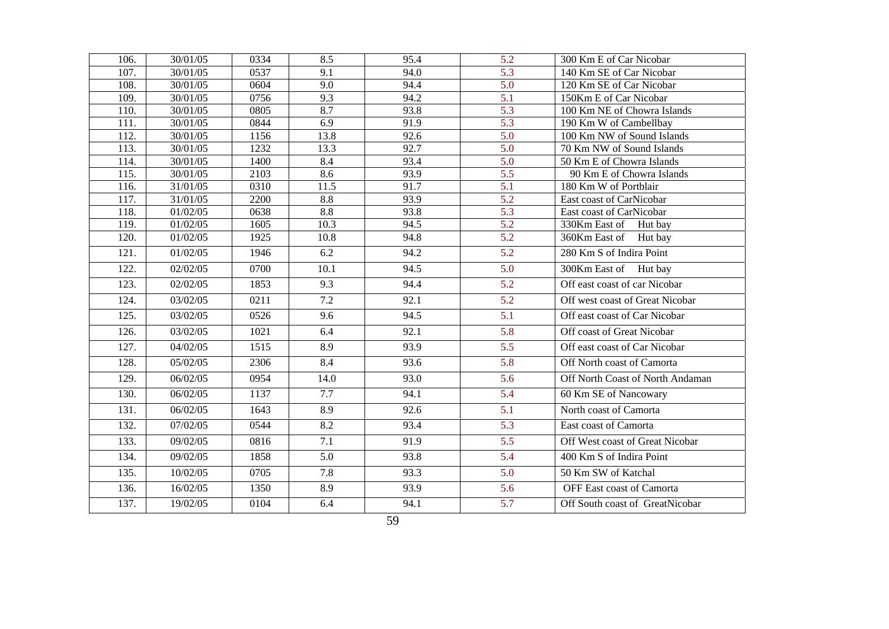| 106. | 30/01/05 | 0334 | 8.5 | 95.4 | 5.2 | 300 Km E of Car Nicobar |
|---|---|---|---|---|---|---|
| 107. | 30/01/05 | 0537 | 9.1 | 94.0 | 5.3 | 140 Km SE of Car Nicobar |
| 108. | 30/01/05 | 0604 | 9.0 | 94.4 | 5.0 | 120 Km SE of Car Nicobar |
| 109. | 30/01/05 | 0756 | 9.3 | 94.2 | 5.1 | 150Km E of Car Nicobar |
| 110. | 30/01/05 | 0805 | 8.7 | 93.8 | 5.3 | 100 Km NE of Chowra Islands |
| 111. | 30/01/05 | 0844 | 6.9 | 91.9 | 5.3 | 190 Km W of Cambellbay |
| 112. | 30/01/05 | 1156 | 13.8 | 92.6 | 5.0 | 100 Km NW of Sound Islands |
| 113. | 30/01/05 | 1232 | 13.3 | 92.7 | 5.0 | 70 Km NW of Sound Islands |
| 114. | 30/01/05 | 1400 | 8.4 | 93.4 | 5.0 | 50 Km E of Chowra Islands |
| 115. | 30/01/05 | 2103 | 8.6 | 93.9 | 5.5 | 90 Km E of Chowra Islands |
| 116. | 31/01/05 | 0310 | 11.5 | 91.7 | 5.1 | 180 Km W of Portblair |
| 117. | 31/01/05 | 2200 | 8.8 | 93.9 | 5.2 | East coast of CarNicobar |
| 118. | 01/02/05 | 0638 | 8.8 | 93.8 | 5.3 | East coast of CarNicobar |
| 119. | 01/02/05 | 1605 | 10.3 | 94.5 | 5.2 | 330Km East of Hut bay |
| 120. | 01/02/05 | 1925 | 10.8 | 94.8 | 5.2 | 360Km East of Hut bay |
| 121. | 01/02/05 | 1946 | 6.2 | 94.2 | 5.2 | 280 Km S of Indira Point |
| 122. | 02/02/05 | 0700 | 10.1 | 94.5 | 5.0 | 300Km East of Hut bay |
| 123. | 02/02/05 | 1853 | 9.3 | 94.4 | 5.2 | Off east coast of car Nicobar |
| 124. | 03/02/05 | 0211 | 7.2 | 92.1 | 5.2 | Off west coast of Great Nicobar |
| 125. | 03/02/05 | 0526 | 9.6 | 94.5 | 5.1 | Off east coast of Car Nicobar |
| 126. | 03/02/05 | 1021 | 6.4 | 92.1 | 5.8 | Off coast of Great Nicobar |
| 127. | 04/02/05 | 1515 | 8.9 | 93.9 | 5.5 | Off east coast of Car Nicobar |
| 128. | 05/02/05 | 2306 | 8.4 | 93.6 | 5.8 | Off North coast of Camorta |
| 129. | 06/02/05 | 0954 | 14.0 | 93.0 | 5.6 | Off North Coast of North Andaman |
| 130. | 06/02/05 | 1137 | 7.7 | 94.1 | 5.4 | 60 Km SE of Nancowary |
| 131. | 06/02/05 | 1643 | 8.9 | 92.6 | 5.1 | North coast of Camorta |
| 132. | 07/02/05 | 0544 | 8.2 | 93.4 | 5.3 | East coast of Camorta |
| 133. | 09/02/05 | 0816 | 7.1 | 91.9 | 5.5 | Off West coast of Great Nicobar |
| 134. | 09/02/05 | 1858 | 5.0 | 93.8 | 5.4 | 400 Km S of Indira Point |
| 135. | 10/02/05 | 0705 | 7.8 | 93.3 | 5.0 | 50 Km SW of Katchal |
| 136. | 16/02/05 | 1350 | 8.9 | 93.9 | 5.6 | OFF East coast of Camorta |
| 137. | 19/02/05 | 0104 | 6.4 | 94.1 | 5.7 | Off South coast of GreatNicobar |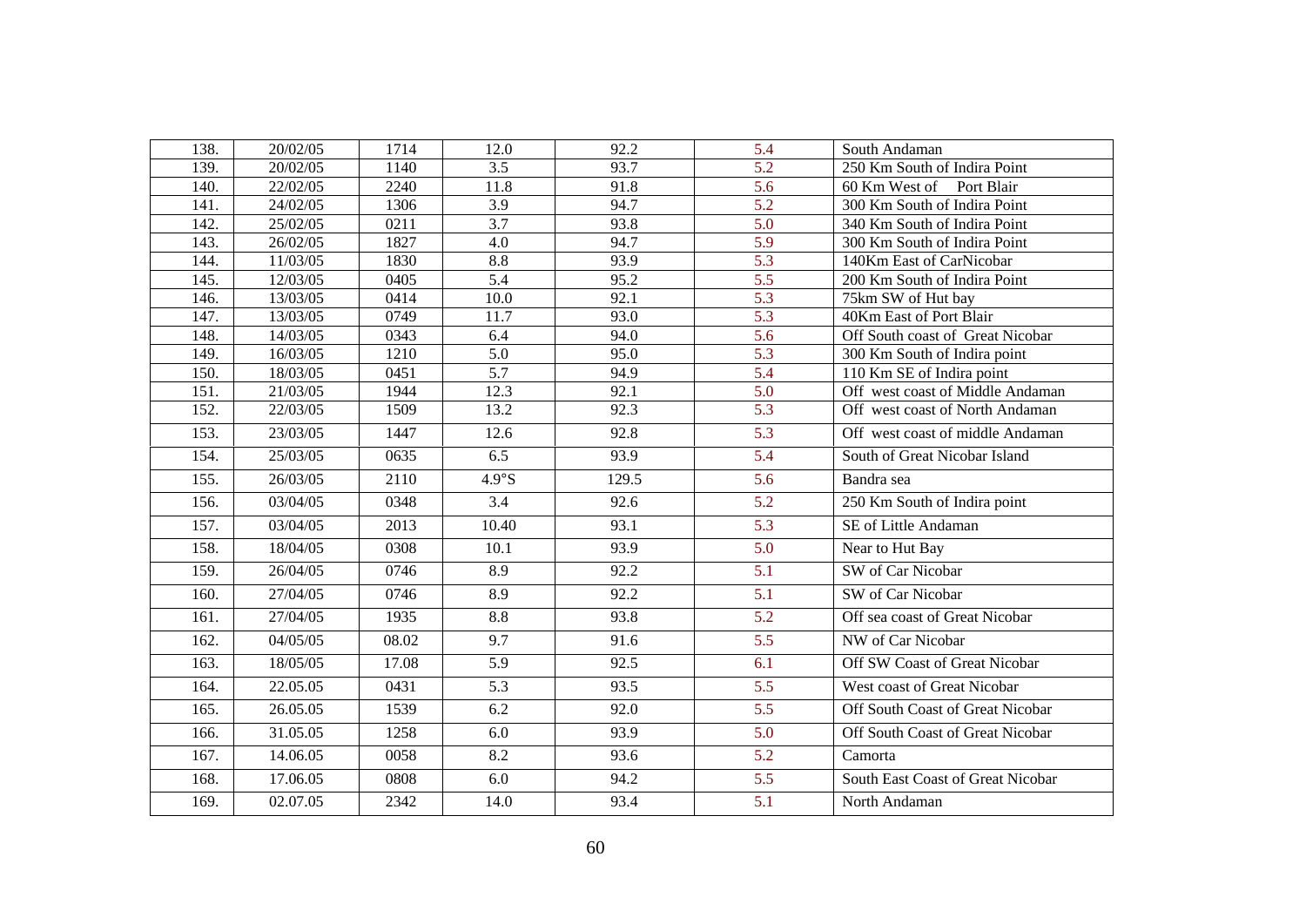| 138. | 20/02/05 | 1714 | 12.0 | 92.2 | 5.4 | South Andaman |
|---|---|---|---|---|---|---|
| 139. | 20/02/05 | 1140 | 3.5 | 93.7 | 5.2 | 250 Km South of Indira Point |
| 140. | 22/02/05 | 2240 | 11.8 | 91.8 | 5.6 | 60 Km West of Port Blair |
| 141. | 24/02/05 | 1306 | 3.9 | 94.7 | 5.2 | 300 Km South of Indira Point |
| 142. | 25/02/05 | 0211 | 3.7 | 93.8 | 5.0 | 340 Km South of Indira Point |
| 143. | 26/02/05 | 1827 | 4.0 | 94.7 | 5.9 | 300 Km South of Indira Point |
| 144. | 11/03/05 | 1830 | 8.8 | 93.9 | 5.3 | 140Km East of CarNicobar |
| 145. | 12/03/05 | 0405 | 5.4 | 95.2 | 5.5 | 200 Km South of Indira Point |
| 146. | 13/03/05 | 0414 | 10.0 | 92.1 | 5.3 | 75km SW of Hut bay |
| 147. | 13/03/05 | 0749 | 11.7 | 93.0 | 5.3 | 40Km East of Port Blair |
| 148. | 14/03/05 | 0343 | 6.4 | 94.0 | 5.6 | Off South coast of Great Nicobar |
| 149. | 16/03/05 | 1210 | 5.0 | 95.0 | 5.3 | 300 Km South of Indira point |
| 150. | 18/03/05 | 0451 | 5.7 | 94.9 | 5.4 | 110 Km SE of Indira point |
| 151. | 21/03/05 | 1944 | 12.3 | 92.1 | 5.0 | Off west coast of Middle Andaman |
| 152. | 22/03/05 | 1509 | 13.2 | 92.3 | 5.3 | Off west coast of North Andaman |
| 153. | 23/03/05 | 1447 | 12.6 | 92.8 | 5.3 | Off west coast of middle Andaman |
| 154. | 25/03/05 | 0635 | 6.5 | 93.9 | 5.4 | South of Great Nicobar Island |
| 155. | 26/03/05 | 2110 | 4.9°S | 129.5 | 5.6 | Bandra sea |
| 156. | 03/04/05 | 0348 | 3.4 | 92.6 | 5.2 | 250 Km South of Indira point |
| 157. | 03/04/05 | 2013 | 10.40 | 93.1 | 5.3 | SE of Little Andaman |
| 158. | 18/04/05 | 0308 | 10.1 | 93.9 | 5.0 | Near to Hut Bay |
| 159. | 26/04/05 | 0746 | 8.9 | 92.2 | 5.1 | SW of Car Nicobar |
| 160. | 27/04/05 | 0746 | 8.9 | 92.2 | 5.1 | SW of Car Nicobar |
| 161. | 27/04/05 | 1935 | 8.8 | 93.8 | 5.2 | Off sea coast of Great Nicobar |
| 162. | 04/05/05 | 08.02 | 9.7 | 91.6 | 5.5 | NW of Car Nicobar |
| 163. | 18/05/05 | 17.08 | 5.9 | 92.5 | 6.1 | Off SW Coast of Great Nicobar |
| 164. | 22.05.05 | 0431 | 5.3 | 93.5 | 5.5 | West coast of Great Nicobar |
| 165. | 26.05.05 | 1539 | 6.2 | 92.0 | 5.5 | Off South Coast of Great Nicobar |
| 166. | 31.05.05 | 1258 | 6.0 | 93.9 | 5.0 | Off South Coast of Great Nicobar |
| 167. | 14.06.05 | 0058 | 8.2 | 93.6 | 5.2 | Camorta |
| 168. | 17.06.05 | 0808 | 6.0 | 94.2 | 5.5 | South East Coast of Great Nicobar |
| 169. | 02.07.05 | 2342 | 14.0 | 93.4 | 5.1 | North Andaman |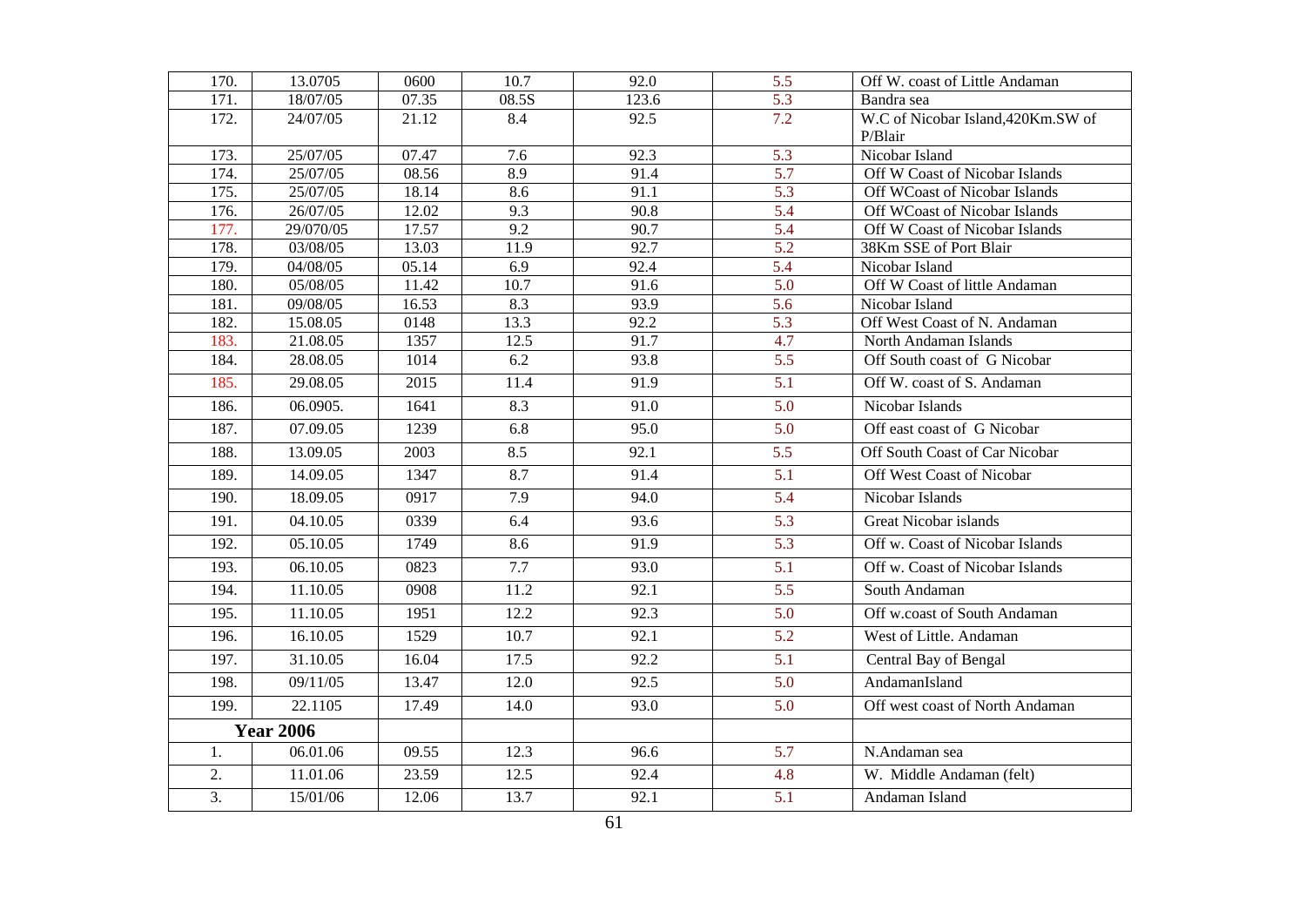| 170. | 13.0705 | 0600 | 10.7 | 92.0 | 5.5 | Off W. coast of Little Andaman |
|---|---|---|---|---|---|---|
| 171. | 18/07/05 | 07.35 | 08.5S | 123.6 | 5.3 | Bandra sea |
| 172. | 24/07/05 | 21.12 | 8.4 | 92.5 | 7.2 | W.C of Nicobar Island,420Km.SW of P/Blair |
| 173. | 25/07/05 | 07.47 | 7.6 | 92.3 | 5.3 | Nicobar Island |
| 174. | 25/07/05 | 08.56 | 8.9 | 91.4 | 5.7 | Off W Coast of Nicobar Islands |
| 175. | 25/07/05 | 18.14 | 8.6 | 91.1 | 5.3 | Off WCoast of Nicobar Islands |
| 176. | 26/07/05 | 12.02 | 9.3 | 90.8 | 5.4 | Off WCoast of Nicobar Islands |
| 177. | 29/070/05 | 17.57 | 9.2 | 90.7 | 5.4 | Off W Coast of Nicobar Islands |
| 178. | 03/08/05 | 13.03 | 11.9 | 92.7 | 5.2 | 38Km SSE of Port Blair |
| 179. | 04/08/05 | 05.14 | 6.9 | 92.4 | 5.4 | Nicobar Island |
| 180. | 05/08/05 | 11.42 | 10.7 | 91.6 | 5.0 | Off W Coast of little Andaman |
| 181. | 09/08/05 | 16.53 | 8.3 | 93.9 | 5.6 | Nicobar Island |
| 182. | 15.08.05 | 0148 | 13.3 | 92.2 | 5.3 | Off West Coast of N. Andaman |
| 183. | 21.08.05 | 1357 | 12.5 | 91.7 | 4.7 | North Andaman Islands |
| 184. | 28.08.05 | 1014 | 6.2 | 93.8 | 5.5 | Off South coast of G Nicobar |
| 185. | 29.08.05 | 2015 | 11.4 | 91.9 | 5.1 | Off W. coast of S. Andaman |
| 186. | 06.0905. | 1641 | 8.3 | 91.0 | 5.0 | Nicobar Islands |
| 187. | 07.09.05 | 1239 | 6.8 | 95.0 | 5.0 | Off east coast of G Nicobar |
| 188. | 13.09.05 | 2003 | 8.5 | 92.1 | 5.5 | Off South Coast of Car Nicobar |
| 189. | 14.09.05 | 1347 | 8.7 | 91.4 | 5.1 | Off West Coast of Nicobar |
| 190. | 18.09.05 | 0917 | 7.9 | 94.0 | 5.4 | Nicobar Islands |
| 191. | 04.10.05 | 0339 | 6.4 | 93.6 | 5.3 | Great Nicobar islands |
| 192. | 05.10.05 | 1749 | 8.6 | 91.9 | 5.3 | Off w. Coast of Nicobar Islands |
| 193. | 06.10.05 | 0823 | 7.7 | 93.0 | 5.1 | Off w. Coast of Nicobar Islands |
| 194. | 11.10.05 | 0908 | 11.2 | 92.1 | 5.5 | South Andaman |
| 195. | 11.10.05 | 1951 | 12.2 | 92.3 | 5.0 | Off w.coast of South Andaman |
| 196. | 16.10.05 | 1529 | 10.7 | 92.1 | 5.2 | West of Little. Andaman |
| 197. | 31.10.05 | 16.04 | 17.5 | 92.2 | 5.1 | Central Bay of Bengal |
| 198. | 09/11/05 | 13.47 | 12.0 | 92.5 | 5.0 | AndamanIsland |
| 199. | 22.1105 | 17.49 | 14.0 | 93.0 | 5.0 | Off west coast of North Andaman |
| **Year 2006** | | | | | | |
| 1. | 06.01.06 | 09.55 | 12.3 | 96.6 | 5.7 | N.Andaman sea |
| 2. | 11.01.06 | 23.59 | 12.5 | 92.4 | 4.8 | W. Middle Andaman (felt) |
| 3. | 15/01/06 | 12.06 | 13.7 | 92.1 | 5.1 | Andaman Island |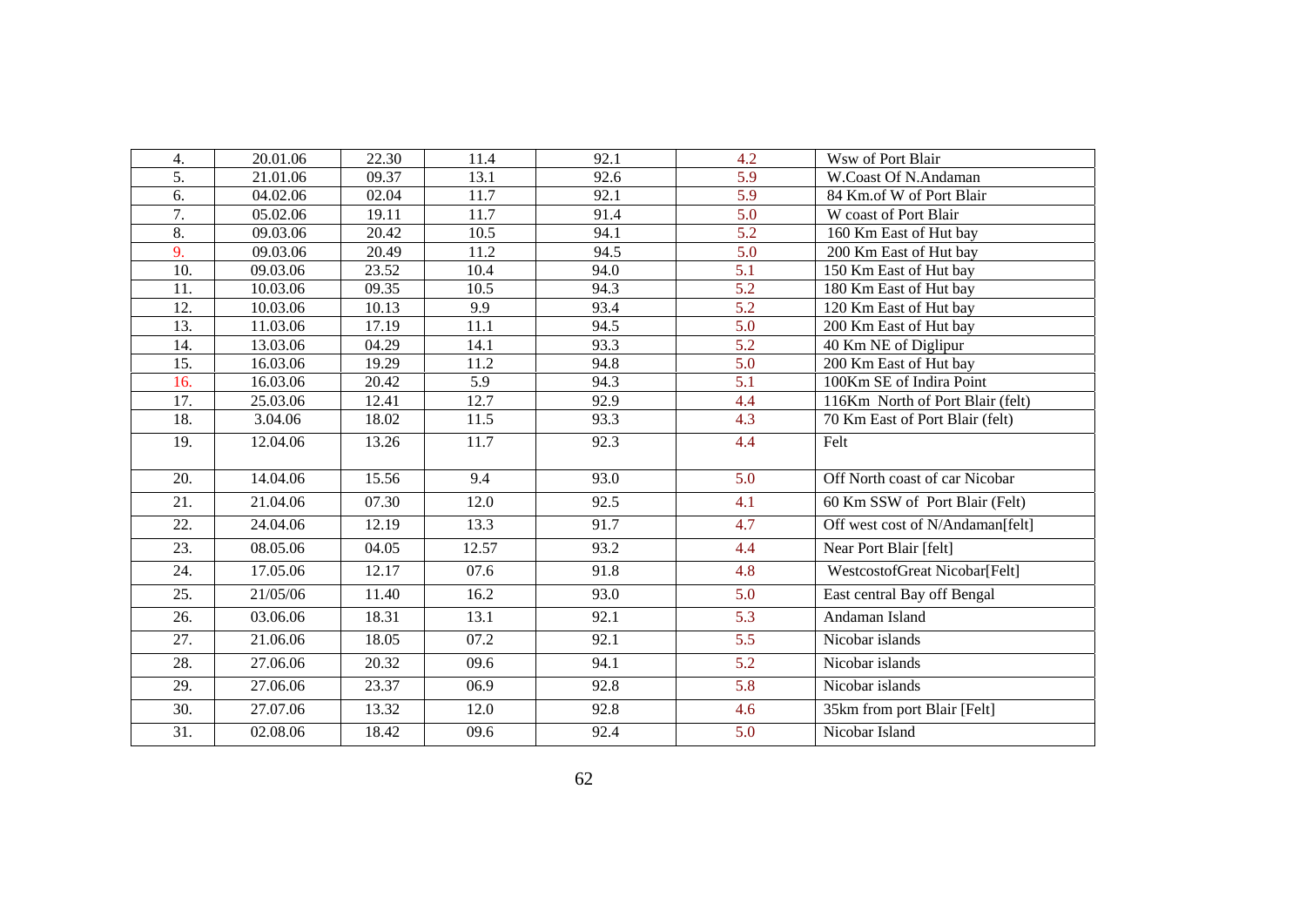| 4. | 20.01.06 | 22.30 | 11.4 | 92.1 | 4.2 | Wsw of Port Blair |
|---|---|---|---|---|---|---|
| 5. | 21.01.06 | 09.37 | 13.1 | 92.6 | 5.9 | W.Coast Of N.Andaman |
| 6. | 04.02.06 | 02.04 | 11.7 | 92.1 | 5.9 | 84 Km.of W of Port Blair |
| 7. | 05.02.06 | 19.11 | 11.7 | 91.4 | 5.0 | W coast of Port Blair |
| 8. | 09.03.06 | 20.42 | 10.5 | 94.1 | 5.2 | 160 Km East of Hut bay |
| 9. | 09.03.06 | 20.49 | 11.2 | 94.5 | 5.0 | 200 Km East of Hut bay |
| 10. | 09.03.06 | 23.52 | 10.4 | 94.0 | 5.1 | 150 Km East of Hut bay |
| 11. | 10.03.06 | 09.35 | 10.5 | 94.3 | 5.2 | 180 Km East of Hut bay |
| 12. | 10.03.06 | 10.13 | 9.9 | 93.4 | 5.2 | 120 Km East of Hut bay |
| 13. | 11.03.06 | 17.19 | 11.1 | 94.5 | 5.0 | 200 Km East of Hut bay |
| 14. | 13.03.06 | 04.29 | 14.1 | 93.3 | 5.2 | 40 Km NE of Diglipur |
| 15. | 16.03.06 | 19.29 | 11.2 | 94.8 | 5.0 | 200 Km East of Hut bay |
| 16. | 16.03.06 | 20.42 | 5.9 | 94.3 | 5.1 | 100Km SE of Indira Point |
| 17. | 25.03.06 | 12.41 | 12.7 | 92.9 | 4.4 | 116Km North of Port Blair (felt) |
| 18. | 3.04.06 | 18.02 | 11.5 | 93.3 | 4.3 | 70 Km East of Port Blair (felt) |
| 19. | 12.04.06 | 13.26 | 11.7 | 92.3 | 4.4 | Felt |
| 20. | 14.04.06 | 15.56 | 9.4 | 93.0 | 5.0 | Off North coast of car Nicobar |
| 21. | 21.04.06 | 07.30 | 12.0 | 92.5 | 4.1 | 60 Km SSW of Port Blair (Felt) |
| 22. | 24.04.06 | 12.19 | 13.3 | 91.7 | 4.7 | Off west cost of N/Andaman[felt] |
| 23. | 08.05.06 | 04.05 | 12.57 | 93.2 | 4.4 | Near Port Blair [felt] |
| 24. | 17.05.06 | 12.17 | 07.6 | 91.8 | 4.8 | WestcostofGreat Nicobar[Felt] |
| 25. | 21/05/06 | 11.40 | 16.2 | 93.0 | 5.0 | East central Bay off Bengal |
| 26. | 03.06.06 | 18.31 | 13.1 | 92.1 | 5.3 | Andaman Island |
| 27. | 21.06.06 | 18.05 | 07.2 | 92.1 | 5.5 | Nicobar islands |
| 28. | 27.06.06 | 20.32 | 09.6 | 94.1 | 5.2 | Nicobar islands |
| 29. | 27.06.06 | 23.37 | 06.9 | 92.8 | 5.8 | Nicobar islands |
| 30. | 27.07.06 | 13.32 | 12.0 | 92.8 | 4.6 | 35km from port Blair [Felt] |
| 31. | 02.08.06 | 18.42 | 09.6 | 92.4 | 5.0 | Nicobar Island |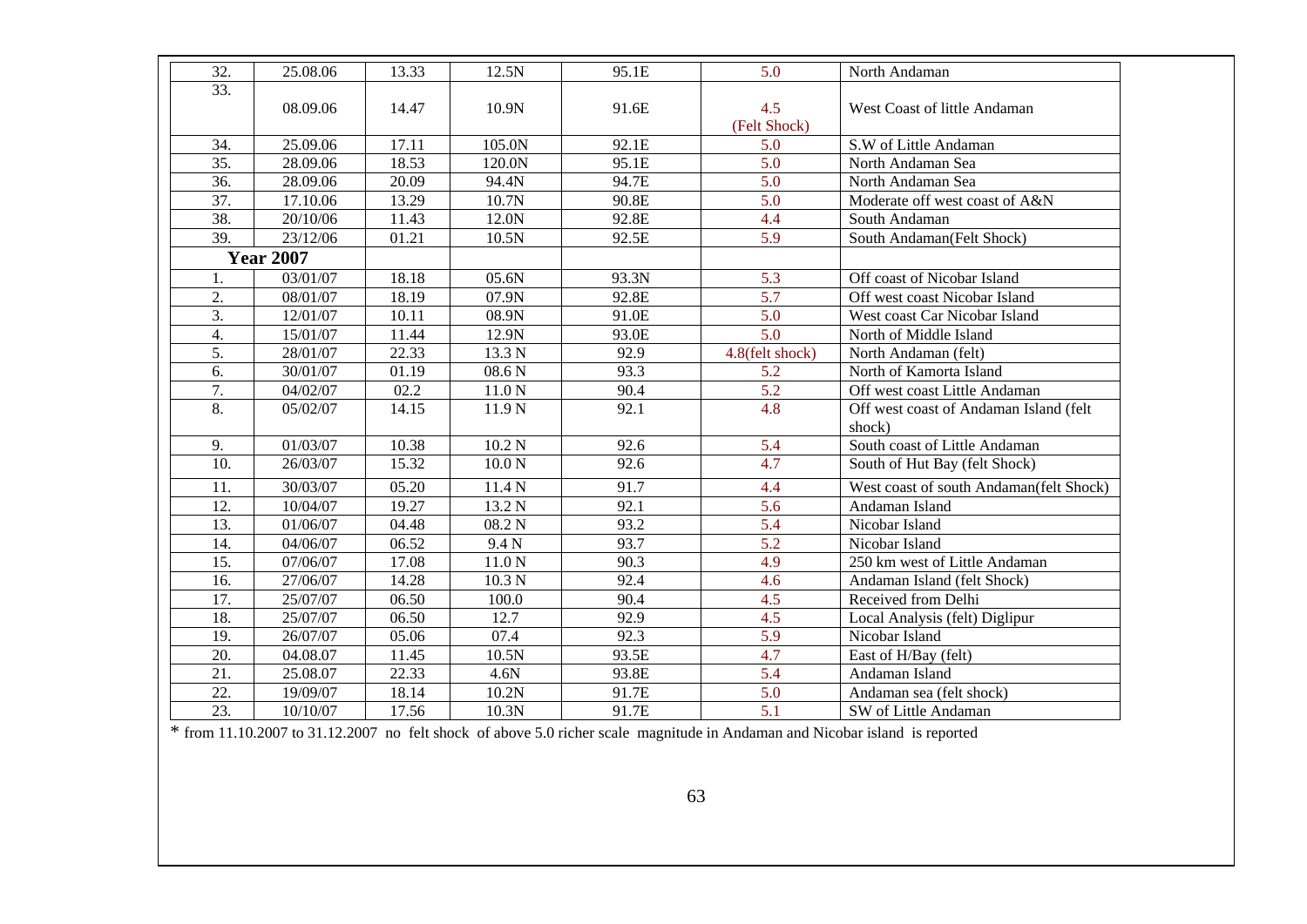| | | | | | | |
|---|---|---|---|---|---|---|
| 32. | 25.08.06 | 13.33 | 12.5N | 95.1E | 5.0 | North Andaman |
| 33. | 08.09.06 | 14.47 | 10.9N | 91.6E | 4.5 (Felt Shock) | West Coast of little Andaman |
| 34. | 25.09.06 | 17.11 | 105.0N | 92.1E | 5.0 | S.W of Little Andaman |
| 35. | 28.09.06 | 18.53 | 120.0N | 95.1E | 5.0 | North Andaman Sea |
| 36. | 28.09.06 | 20.09 | 94.4N | 94.7E | 5.0 | North Andaman Sea |
| 37. | 17.10.06 | 13.29 | 10.7N | 90.8E | 5.0 | Moderate off west coast of A&N |
| 38. | 20/10/06 | 11.43 | 12.0N | 92.8E | 4.4 | South Andaman |
| 39. | 23/12/06 | 01.21 | 10.5N | 92.5E | 5.9 | South Andaman(Felt Shock) |
| **Year 2007** | | | | | | |
| 1. | 03/01/07 | 18.18 | 05.6N | 93.3N | 5.3 | Off coast of Nicobar Island |
| 2. | 08/01/07 | 18.19 | 07.9N | 92.8E | 5.7 | Off west coast Nicobar Island |
| 3. | 12/01/07 | 10.11 | 08.9N | 91.0E | 5.0 | West coast Car Nicobar Island |
| 4. | 15/01/07 | 11.44 | 12.9N | 93.0E | 5.0 | North of Middle Island |
| 5. | 28/01/07 | 22.33 | 13.3 N | 92.9 | 4.8(felt shock) | North Andaman (felt) |
| 6. | 30/01/07 | 01.19 | 08.6 N | 93.3 | 5.2 | North of Kamorta Island |
| 7. | 04/02/07 | 02.2 | 11.0 N | 90.4 | 5.2 | Off west coast Little Andaman |
| 8. | 05/02/07 | 14.15 | 11.9 N | 92.1 | 4.8 | Off west coast of Andaman Island (felt shock) |
| 9. | 01/03/07 | 10.38 | 10.2 N | 92.6 | 5.4 | South coast of Little Andaman |
| 10. | 26/03/07 | 15.32 | 10.0 N | 92.6 | 4.7 | South of Hut Bay (felt Shock) |
| 11. | 30/03/07 | 05.20 | 11.4 N | 91.7 | 4.4 | West coast of south Andaman(felt Shock) |
| 12. | 10/04/07 | 19.27 | 13.2 N | 92.1 | 5.6 | Andaman Island |
| 13. | 01/06/07 | 04.48 | 08.2 N | 93.2 | 5.4 | Nicobar Island |
| 14. | 04/06/07 | 06.52 | 9.4 N | 93.7 | 5.2 | Nicobar Island |
| 15. | 07/06/07 | 17.08 | 11.0 N | 90.3 | 4.9 | 250 km west of Little Andaman |
| 16. | 27/06/07 | 14.28 | 10.3 N | 92.4 | 4.6 | Andaman Island (felt Shock) |
| 17. | 25/07/07 | 06.50 | 100.0 | 90.4 | 4.5 | Received from Delhi |
| 18. | 25/07/07 | 06.50 | 12.7 | 92.9 | 4.5 | Local Analysis (felt) Diglipur |
| 19. | 26/07/07 | 05.06 | 07.4 | 92.3 | 5.9 | Nicobar Island |
| 20. | 04.08.07 | 11.45 | 10.5N | 93.5E | 4.7 | East of H/Bay (felt) |
| 21. | 25.08.07 | 22.33 | 4.6N | 93.8E | 5.4 | Andaman Island |
| 22. | 19/09/07 | 18.14 | 10.2N | 91.7E | 5.0 | Andaman sea (felt shock) |
| 23. | 10/10/07 | 17.56 | 10.3N | 91.7E | 5.1 | SW of Little Andaman |

* from 11.10.2007 to 31.12.2007 no felt shock of above 5.0 richer scale magnitude in Andaman and Nicobar island is reported